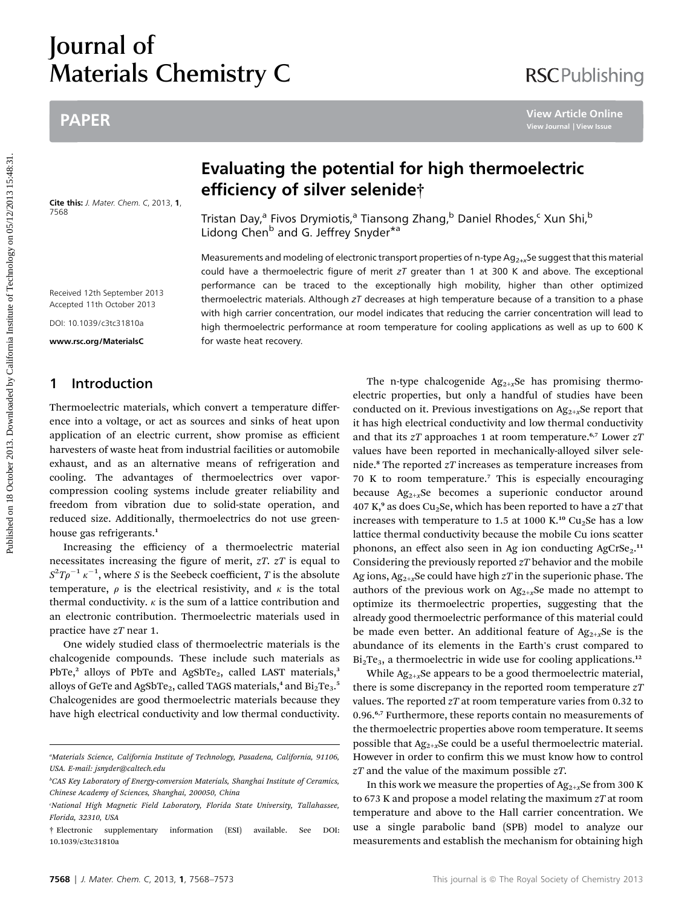# Evaluating the potential for high thermoelectric efficiency of silver selenide†

Tristan Day,[a] Fivos Drymiotis,[a] Tiansong Zhang,[b] Daniel Rhodes,[c] Xun Shi,[b] Lidong Chen[b] and G. Jeffrey Snyder*[a]

Cite this: *J. Mater. Chem. C*, 2013, **1**, 7568

Received 12th September 2013
Accepted 11th October 2013

DOI: 10.1039/c3tc31810a

www.rsc.org/MaterialsC

Measurements and modeling of electronic transport properties of n-type $Ag_{2+x}Se$ suggest that this material could have a thermoelectric figure of merit $zT$ greater than 1 at 300 K and above. The exceptional performance can be traced to the exceptionally high mobility, higher than other optimized thermoelectric materials. Although $zT$ decreases at high temperature because of a transition to a phase with high carrier concentration, our model indicates that reducing the carrier concentration will lead to high thermoelectric performance at room temperature for cooling applications as well as up to 600 K for waste heat recovery.

## 1 Introduction

Thermoelectric materials, which convert a temperature difference into a voltage, or act as sources and sinks of heat upon application of an electric current, show promise as efficient harvesters of waste heat from industrial facilities or automobile exhaust, and as an alternative means of refrigeration and cooling. The advantages of thermoelectrics over vapor-compression cooling systems include greater reliability and freedom from vibration due to solid-state operation, and reduced size. Additionally, thermoelectrics do not use greenhouse gas refrigerants.[1]

Increasing the efficiency of a thermoelectric material necessitates increasing the figure of merit, $zT$. $zT$ is equal to $S^2T\rho^{-1}\kappa^{-1}$, where $S$ is the Seebeck coefficient, $T$ is the absolute temperature, $\rho$ is the electrical resistivity, and $\kappa$ is the total thermal conductivity. $\kappa$ is the sum of a lattice contribution and an electronic contribution. Thermoelectric materials used in practice have $zT$ near 1.

One widely studied class of thermoelectric materials is the chalcogenide compounds. These include such materials as PbTe,[2] alloys of PbTe and $AgSbTe_2$, called LAST materials,[3] alloys of GeTe and $AgSbTe_2$, called TAGS materials,[4] and $Bi_2Te_3$.[5] Chalcogenides are good thermoelectric materials because they have high electrical conductivity and low thermal conductivity.

The n-type chalcogenide $Ag_{2+x}Se$ has promising thermoelectric properties, but only a handful of studies have been conducted on it. Previous investigations on $Ag_{2+x}Se$ report that it has high electrical conductivity and low thermal conductivity and that its $zT$ approaches 1 at room temperature.[6,7] Lower $zT$ values have been reported in mechanically-alloyed silver selenide.[8] The reported $zT$ increases as temperature increases from 70 K to room temperature.[7] This is especially encouraging because $Ag_{2+x}Se$ becomes a superionic conductor around 407 K,[9] as does $Cu_2Se$, which has been reported to have a $zT$ that increases with temperature to 1.5 at 1000 K.[10] $Cu_2Se$ has a low lattice thermal conductivity because the mobile Cu ions scatter phonons, an effect also seen in Ag ion conducting $AgCrSe_2$.[11] Considering the previously reported $zT$ behavior and the mobile Ag ions, $Ag_{2+x}Se$ could have high $zT$ in the superionic phase. The authors of the previous work on $Ag_{2+x}Se$ made no attempt to optimize its thermoelectric properties, suggesting that the already good thermoelectric performance of this material could be made even better. An additional feature of $Ag_{2+x}Se$ is the abundance of its elements in the Earth's crust compared to $Bi_2Te_3$, a thermoelectric in wide use for cooling applications.[12]

While $Ag_{2+x}Se$ appears to be a good thermoelectric material, there is some discrepancy in the reported room temperature $zT$ values. The reported $zT$ at room temperature varies from 0.32 to 0.96.[6,7] Furthermore, these reports contain no measurements of the thermoelectric properties above room temperature. It seems possible that $Ag_{2+x}Se$ could be a useful thermoelectric material. However in order to confirm this we must know how to control $zT$ and the value of the maximum possible $zT$.

In this work we measure the properties of $Ag_{2+x}Se$ from 300 K to 673 K and propose a model relating the maximum $zT$ at room temperature and above to the Hall carrier concentration. We use a single parabolic band (SPB) model to analyze our measurements and establish the mechanism for obtaining high

---

[a] Materials Science, California Institute of Technology, Pasadena, California, 91106, USA. E-mail: jsnyder@caltech.edu

[b] CAS Key Laboratory of Energy-conversion Materials, Shanghai Institute of Ceramics, Chinese Academy of Sciences, Shanghai, 200050, China

[c] National High Magnetic Field Laboratory, Florida State University, Tallahassee, Florida, 32310, USA

† Electronic supplementary information (ESI) available. See DOI: 10.1039/c3tc31810a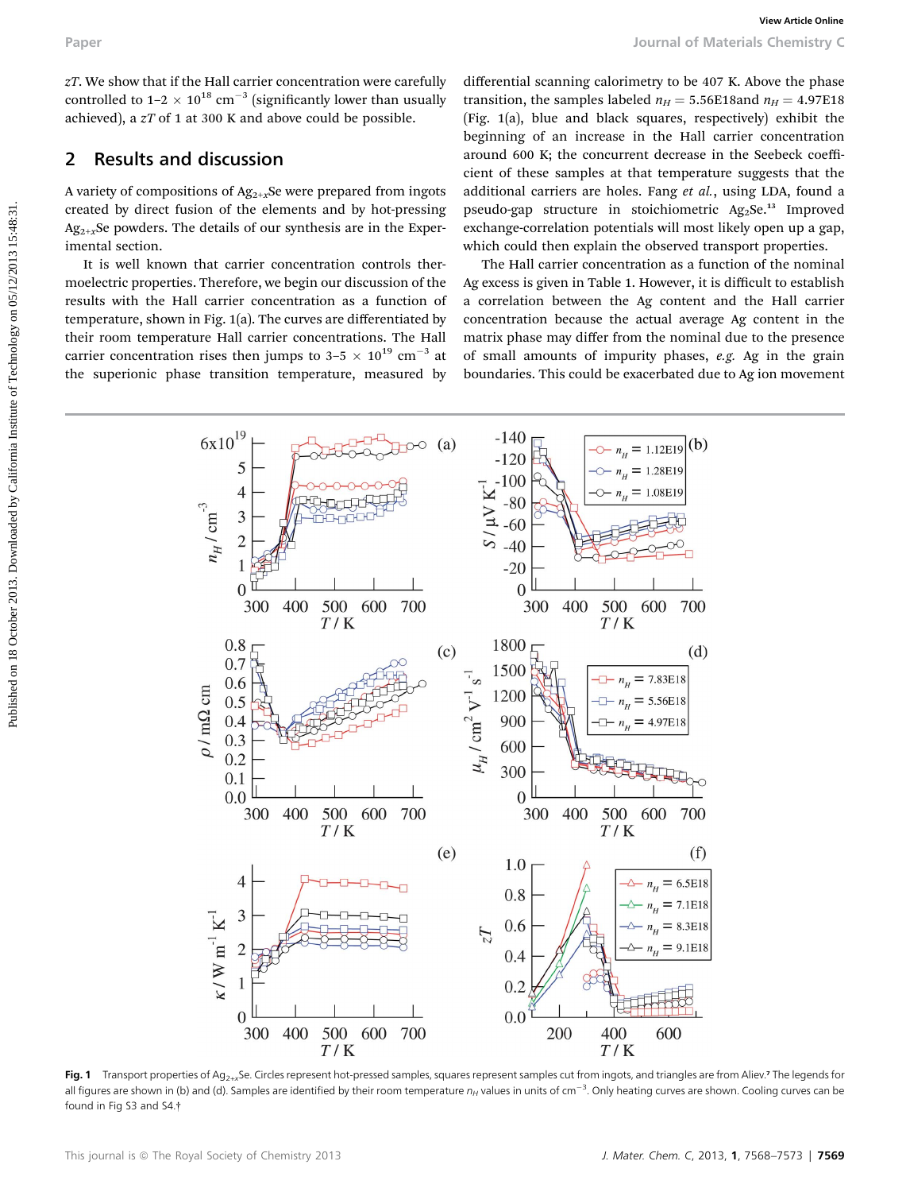$zT$. We show that if the Hall carrier concentration were carefully controlled to 1–2 × $10^{18}$ cm$^{-3}$ (significantly lower than usually achieved), a $zT$ of 1 at 300 K and above could be possible.

## 2 Results and discussion

A variety of compositions of $Ag_{2+x}Se$ were prepared from ingots created by direct fusion of the elements and by hot-pressing $Ag_{2+x}Se$ powders. The details of our synthesis are in the Experimental section.

It is well known that carrier concentration controls thermoelectric properties. Therefore, we begin our discussion of the results with the Hall carrier concentration as a function of temperature, shown in Fig. 1(a). The curves are differentiated by their room temperature Hall carrier concentrations. The Hall carrier concentration rises then jumps to 3–5 × $10^{19}$ cm$^{-3}$ at the superionic phase transition temperature, measured by differential scanning calorimetry to be 407 K. Above the phase transition, the samples labeled $n_H$ = 5.56E18and $n_H$ = 4.97E18 (Fig. 1(a), blue and black squares, respectively) exhibit the beginning of an increase in the Hall carrier concentration around 600 K; the concurrent decrease in the Seebeck coefficient of these samples at that temperature suggests that the additional carriers are holes. Fang *et al.*, using LDA, found a pseudo-gap structure in stoichiometric $Ag_2Se$.[13] Improved exchange-correlation potentials will most likely open up a gap, which could then explain the observed transport properties.

The Hall carrier concentration as a function of the nominal Ag excess is given in Table 1. However, it is difficult to establish a correlation between the Ag content and the Hall carrier concentration because the actual average Ag content in the matrix phase may differ from the nominal due to the presence of small amounts of impurity phases, *e.g.* Ag in the grain boundaries. This could be exacerbated due to Ag ion movement

**Fig. 1** Transport properties of $Ag_{2+x}Se$. Circles represent hot-pressed samples, squares represent samples cut from ingots, and triangles are from Aliev.[7] The legends for all figures are shown in (b) and (d). Samples are identified by their room temperature $n_H$ values in units of cm$^{-3}$. Only heating curves are shown. Cooling curves can be found in Fig S3 and S4.†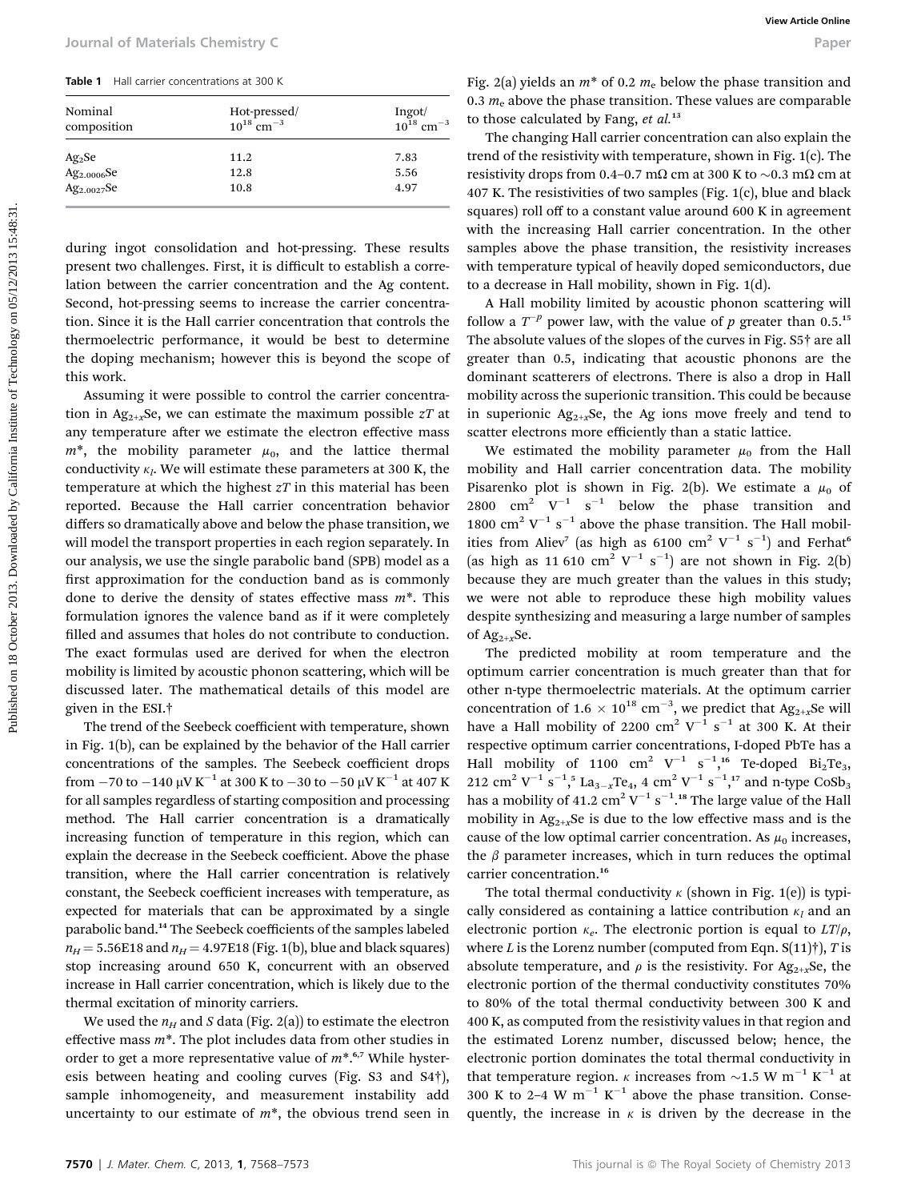Table 1 Hall carrier concentrations at 300 K

| Nominal composition | Hot-pressed/ $10^{18}$ cm$^{-3}$ | Ingot/ $10^{18}$ cm$^{-3}$ |
|---|---|---|
| $Ag_2Se$ | 11.2 | 7.83 |
| $Ag_{2.0006}Se$ | 12.8 | 5.56 |
| $Ag_{2.0027}Se$ | 10.8 | 4.97 |

during ingot consolidation and hot-pressing. These results present two challenges. First, it is difficult to establish a correlation between the carrier concentration and the Ag content. Second, hot-pressing seems to increase the carrier concentration. Since it is the Hall carrier concentration that controls the thermoelectric performance, it would be best to determine the doping mechanism; however this is beyond the scope of this work.

Assuming it were possible to control the carrier concentration in $Ag_{2+x}Se$, we can estimate the maximum possible $zT$ at any temperature after we estimate the electron effective mass $m^*$, the mobility parameter $\mu_0$, and the lattice thermal conductivity $\kappa_l$. We will estimate these parameters at 300 K, the temperature at which the highest $zT$ in this material has been reported. Because the Hall carrier concentration behavior differs so dramatically above and below the phase transition, we will model the transport properties in each region separately. In our analysis, we use the single parabolic band (SPB) model as a first approximation for the conduction band as is commonly done to derive the density of states effective mass $m^*$. This formulation ignores the valence band as if it were completely filled and assumes that holes do not contribute to conduction. The exact formulas used are derived for when the electron mobility is limited by acoustic phonon scattering, which will be discussed later. The mathematical details of this model are given in the ESI.†

The trend of the Seebeck coefficient with temperature, shown in Fig. 1(b), can be explained by the behavior of the Hall carrier concentrations of the samples. The Seebeck coefficient drops from −70 to −140 μV K$^{-1}$ at 300 K to −30 to −50 μV K$^{-1}$ at 407 K for all samples regardless of starting composition and processing method. The Hall carrier concentration is a dramatically increasing function of temperature in this region, which can explain the decrease in the Seebeck coefficient. Above the phase transition, where the Hall carrier concentration is relatively constant, the Seebeck coefficient increases with temperature, as expected for materials that can be approximated by a single parabolic band.[14] The Seebeck coefficients of the samples labeled $n_H = 5.56E18$ and $n_H = 4.97E18$ (Fig. 1(b), blue and black squares) stop increasing around 650 K, concurrent with an observed increase in Hall carrier concentration, which is likely due to the thermal excitation of minority carriers.

We used the $n_H$ and $S$ data (Fig. 2(a)) to estimate the electron effective mass $m^*$. The plot includes data from other studies in order to get a more representative value of $m^*$.[6,7] While hysteresis between heating and cooling curves (Fig. S3 and S4†), sample inhomogeneity, and measurement instability add uncertainty to our estimate of $m^*$, the obvious trend seen in Fig. 2(a) yields an $m^*$ of 0.2 $m_e$ below the phase transition and 0.3 $m_e$ above the phase transition. These values are comparable to those calculated by Fang, *et al.*[13]

The changing Hall carrier concentration can also explain the trend of the resistivity with temperature, shown in Fig. 1(c). The resistivity drops from 0.4–0.7 mΩ cm at 300 K to ~0.3 mΩ cm at 407 K. The resistivities of two samples (Fig. 1(c), blue and black squares) roll off to a constant value around 600 K in agreement with the increasing Hall carrier concentration. In the other samples above the phase transition, the resistivity increases with temperature typical of heavily doped semiconductors, due to a decrease in Hall mobility, shown in Fig. 1(d).

A Hall mobility limited by acoustic phonon scattering will follow a $T^{-p}$ power law, with the value of $p$ greater than 0.5.[15] The absolute values of the slopes of the curves in Fig. S5† are all greater than 0.5, indicating that acoustic phonons are the dominant scatterers of electrons. There is also a drop in Hall mobility across the superionic transition. This could be because in superionic $Ag_{2+x}Se$, the Ag ions move freely and tend to scatter electrons more efficiently than a static lattice.

We estimated the mobility parameter $\mu_0$ from the Hall mobility and Hall carrier concentration data. The mobility Pisarenko plot is shown in Fig. 2(b). We estimate a $\mu_0$ of 2800 cm$^2$ V$^{-1}$ s$^{-1}$ below the phase transition and 1800 cm$^2$ V$^{-1}$ s$^{-1}$ above the phase transition. The Hall mobilities from Aliev[7] (as high as 6100 cm$^2$ V$^{-1}$ s$^{-1}$) and Ferhat[6] (as high as 11 610 cm$^2$ V$^{-1}$ s$^{-1}$) are not shown in Fig. 2(b) because they are much greater than the values in this study; we were not able to reproduce these high mobility values despite synthesizing and measuring a large number of samples of $Ag_{2+x}Se$.

The predicted mobility at room temperature and the optimum carrier concentration is much greater than that for other n-type thermoelectric materials. At the optimum carrier concentration of $1.6 \times 10^{18}$ cm$^{-3}$, we predict that $Ag_{2+x}Se$ will have a Hall mobility of 2200 cm$^2$ V$^{-1}$ s$^{-1}$ at 300 K. At their respective optimum carrier concentrations, I-doped PbTe has a Hall mobility of 1100 cm$^2$ V$^{-1}$ s$^{-1}$,[16] Te-doped $Bi_2Te_3$, 212 cm$^2$ V$^{-1}$ s$^{-1}$,[5] $La_{3-x}Te_4$, 4 cm$^2$ V$^{-1}$ s$^{-1}$,[17] and n-type $CoSb_3$ has a mobility of 41.2 cm$^2$ V$^{-1}$ s$^{-1}$.[18] The large value of the Hall mobility in $Ag_{2+x}Se$ is due to the low effective mass and is the cause of the low optimal carrier concentration. As $\mu_0$ increases, the $\beta$ parameter increases, which in turn reduces the optimal carrier concentration.[16]

The total thermal conductivity $\kappa$ (shown in Fig. 1(e)) is typically considered as containing a lattice contribution $\kappa_l$ and an electronic portion $\kappa_e$. The electronic portion is equal to $LT/\rho$, where $L$ is the Lorenz number (computed from Eqn. S(11)†), $T$ is absolute temperature, and $\rho$ is the resistivity. For $Ag_{2+x}Se$, the electronic portion of the thermal conductivity constitutes 70% to 80% of the total thermal conductivity between 300 K and 400 K, as computed from the resistivity values in that region and the estimated Lorenz number, discussed below; hence, the electronic portion dominates the total thermal conductivity in that temperature region. $\kappa$ increases from ~1.5 W m$^{-1}$ K$^{-1}$ at 300 K to 2–4 W m$^{-1}$ K$^{-1}$ above the phase transition. Consequently, the increase in $\kappa$ is driven by the decrease in the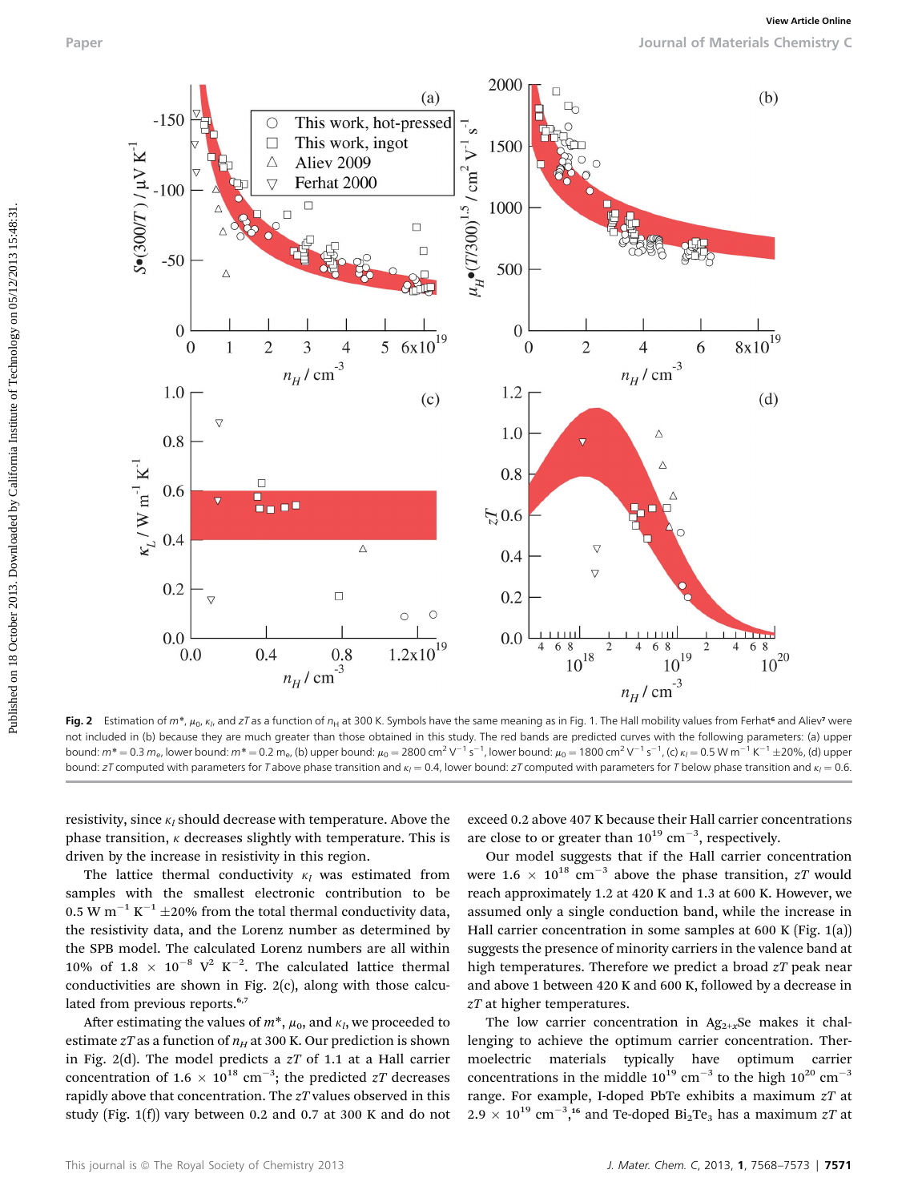**Fig. 2** Estimation of $m^*$, $\mu_0$, $\kappa_l$, and $zT$ as a function of $n_H$ at 300 K. Symbols have the same meaning as in Fig. 1. The Hall mobility values from Ferhat[6] and Aliev[7] were not included in (b) because they are much greater than those obtained in this study. The red bands are predicted curves with the following parameters: (a) upper bound: $m^* = 0.3\ m_e$, lower bound: $m^* = 0.2\ m_e$, (b) upper bound: $\mu_0 = 2800\ cm^2\ V^{-1}\ s^{-1}$, lower bound: $\mu_0 = 1800\ cm^2\ V^{-1}\ s^{-1}$, (c) $\kappa_l = 0.5\ W\ m^{-1}\ K^{-1} \pm 20\%$, (d) upper bound: $zT$ computed with parameters for $T$ above phase transition and $\kappa_l = 0.4$, lower bound: $zT$ computed with parameters for $T$ below phase transition and $\kappa_l = 0.6$.

resistivity, since $\kappa_l$ should decrease with temperature. Above the phase transition, $\kappa$ decreases slightly with temperature. This is driven by the increase in resistivity in this region.

The lattice thermal conductivity $\kappa_l$ was estimated from samples with the smallest electronic contribution to be $0.5\ W\ m^{-1}\ K^{-1} \pm 20\%$ from the total thermal conductivity data, the resistivity data, and the Lorenz number as determined by the SPB model. The calculated Lorenz numbers are all within 10% of $1.8 \times 10^{-8}\ V^2\ K^{-2}$. The calculated lattice thermal conductivities are shown in Fig. 2(c), along with those calculated from previous reports.[6,7]

After estimating the values of $m^*$, $\mu_0$, and $\kappa_l$, we proceeded to estimate $zT$ as a function of $n_H$ at 300 K. Our prediction is shown in Fig. 2(d). The model predicts a $zT$ of 1.1 at a Hall carrier concentration of $1.6 \times 10^{18}\ cm^{-3}$; the predicted $zT$ decreases rapidly above that concentration. The $zT$ values observed in this study (Fig. 1(f)) vary between 0.2 and 0.7 at 300 K and do not exceed 0.2 above 407 K because their Hall carrier concentrations are close to or greater than $10^{19}\ cm^{-3}$, respectively.

Our model suggests that if the Hall carrier concentration were $1.6 \times 10^{18}\ cm^{-3}$ above the phase transition, $zT$ would reach approximately 1.2 at 420 K and 1.3 at 600 K. However, we assumed only a single conduction band, while the increase in Hall carrier concentration in some samples at 600 K (Fig. 1(a)) suggests the presence of minority carriers in the valence band at high temperatures. Therefore we predict a broad $zT$ peak near and above 1 between 420 K and 600 K, followed by a decrease in $zT$ at higher temperatures.

The low carrier concentration in $Ag_{2+x}Se$ makes it challenging to achieve the optimum carrier concentration. Thermoelectric materials typically have optimum carrier concentrations in the middle $10^{19}\ cm^{-3}$ to the high $10^{20}\ cm^{-3}$ range. For example, I-doped PbTe exhibits a maximum $zT$ at $2.9 \times 10^{19}\ cm^{-3}$,[16] and Te-doped $Bi_2Te_3$ has a maximum $zT$ at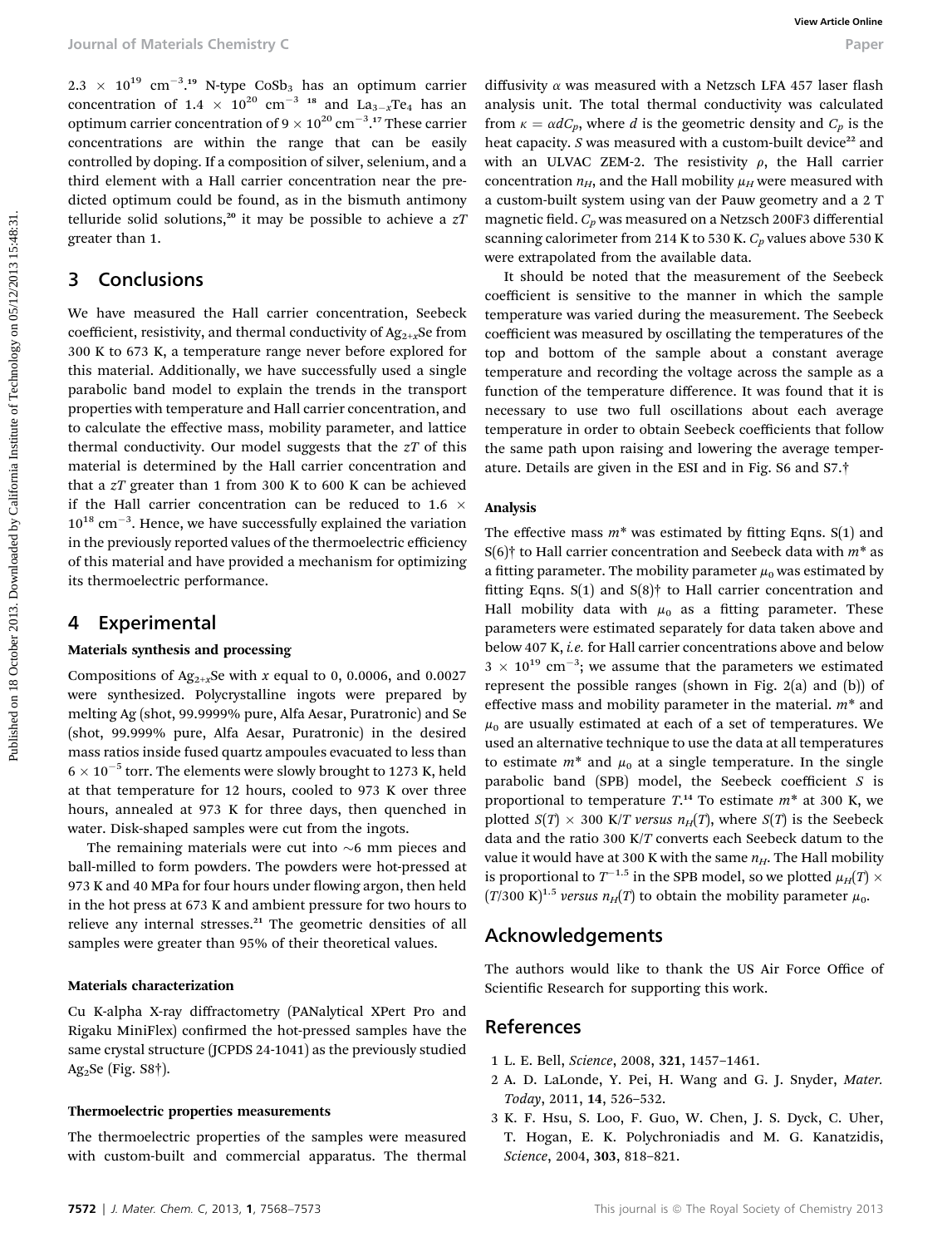$2.3 \times 10^{19}$ cm$^{-3}$.[19] N-type $CoSb_3$ has an optimum carrier concentration of $1.4 \times 10^{20}$ cm$^{-3}$ [18] and $La_{3-x}Te_4$ has an optimum carrier concentration of $9 \times 10^{20}$ cm$^{-3}$.[17] These carrier concentrations are within the range that can be easily controlled by doping. If a composition of silver, selenium, and a third element with a Hall carrier concentration near the predicted optimum could be found, as in the bismuth antimony telluride solid solutions,[20] it may be possible to achieve a $zT$ greater than 1.

## 3 Conclusions

We have measured the Hall carrier concentration, Seebeck coefficient, resistivity, and thermal conductivity of $Ag_{2+x}Se$ from 300 K to 673 K, a temperature range never before explored for this material. Additionally, we have successfully used a single parabolic band model to explain the trends in the transport properties with temperature and Hall carrier concentration, and to calculate the effective mass, mobility parameter, and lattice thermal conductivity. Our model suggests that the $zT$ of this material is determined by the Hall carrier concentration and that a $zT$ greater than 1 from 300 K to 600 K can be achieved if the Hall carrier concentration can be reduced to $1.6 \times 10^{18}$ cm$^{-3}$. Hence, we have successfully explained the variation in the previously reported values of the thermoelectric efficiency of this material and have provided a mechanism for optimizing its thermoelectric performance.

## 4 Experimental

### Materials synthesis and processing

Compositions of $Ag_{2+x}Se$ with $x$ equal to 0, 0.0006, and 0.0027 were synthesized. Polycrystalline ingots were prepared by melting Ag (shot, 99.9999% pure, Alfa Aesar, Puratronic) and Se (shot, 99.999% pure, Alfa Aesar, Puratronic) in the desired mass ratios inside fused quartz ampoules evacuated to less than $6 \times 10^{-5}$ torr. The elements were slowly brought to 1273 K, held at that temperature for 12 hours, cooled to 973 K over three hours, annealed at 973 K for three days, then quenched in water. Disk-shaped samples were cut from the ingots.

The remaining materials were cut into ~6 mm pieces and ball-milled to form powders. The powders were hot-pressed at 973 K and 40 MPa for four hours under flowing argon, then held in the hot press at 673 K and ambient pressure for two hours to relieve any internal stresses.[21] The geometric densities of all samples were greater than 95% of their theoretical values.

### Materials characterization

Cu K-alpha X-ray diffractometry (PANalytical XPert Pro and Rigaku MiniFlex) confirmed the hot-pressed samples have the same crystal structure (JCPDS 24-1041) as the previously studied $Ag_2Se$ (Fig. S8†).

### Thermoelectric properties measurements

The thermoelectric properties of the samples were measured with custom-built and commercial apparatus. The thermal diffusivity $\alpha$ was measured with a Netzsch LFA 457 laser flash analysis unit. The total thermal conductivity was calculated from $\kappa = \alpha d C_p$, where $d$ is the geometric density and $C_p$ is the heat capacity. $S$ was measured with a custom-built device[22] and with an ULVAC ZEM-2. The resistivity $\rho$, the Hall carrier concentration $n_H$, and the Hall mobility $\mu_H$ were measured with a custom-built system using van der Pauw geometry and a 2 T magnetic field. $C_p$ was measured on a Netzsch 200F3 differential scanning calorimeter from 214 K to 530 K. $C_p$ values above 530 K were extrapolated from the available data.

It should be noted that the measurement of the Seebeck coefficient is sensitive to the manner in which the sample temperature was varied during the measurement. The Seebeck coefficient was measured by oscillating the temperatures of the top and bottom of the sample about a constant average temperature and recording the voltage across the sample as a function of the temperature difference. It was found that it is necessary to use two full oscillations about each average temperature in order to obtain Seebeck coefficients that follow the same path upon raising and lowering the average temperature. Details are given in the ESI and in Fig. S6 and S7.†

### Analysis

The effective mass $m^*$ was estimated by fitting Eqns. S(1) and S(6)† to Hall carrier concentration and Seebeck data with $m^*$ as a fitting parameter. The mobility parameter $\mu_0$ was estimated by fitting Eqns. S(1) and S(8)† to Hall carrier concentration and Hall mobility data with $\mu_0$ as a fitting parameter. These parameters were estimated separately for data taken above and below 407 K, *i.e.* for Hall carrier concentrations above and below $3 \times 10^{19}$ cm$^{-3}$; we assume that the parameters we estimated represent the possible ranges (shown in Fig. 2(a) and (b)) of effective mass and mobility parameter in the material. $m^*$ and $\mu_0$ are usually estimated at each of a set of temperatures. We used an alternative technique to use the data at all temperatures to estimate $m^*$ and $\mu_0$ at a single temperature. In the single parabolic band (SPB) model, the Seebeck coefficient $S$ is proportional to temperature $T$.[14] To estimate $m^*$ at 300 K, we plotted $S(T) \times 300$ K/$T$ *versus* $n_H(T)$, where $S(T)$ is the Seebeck data and the ratio 300 K/$T$ converts each Seebeck datum to the value it would have at 300 K with the same $n_H$. The Hall mobility is proportional to $T^{-1.5}$ in the SPB model, so we plotted $\mu_H(T) \times (T/300\text{ K})^{1.5}$ *versus* $n_H(T)$ to obtain the mobility parameter $\mu_0$.

## Acknowledgements

The authors would like to thank the US Air Force Office of Scientific Research for supporting this work.

## References

1. L. E. Bell, *Science*, 2008, **321**, 1457–1461.
2. A. D. LaLonde, Y. Pei, H. Wang and G. J. Snyder, *Mater. Today*, 2011, **14**, 526–532.
3. K. F. Hsu, S. Loo, F. Guo, W. Chen, J. S. Dyck, C. Uher, T. Hogan, E. K. Polychroniadis and M. G. Kanatzidis, *Science*, 2004, **303**, 818–821.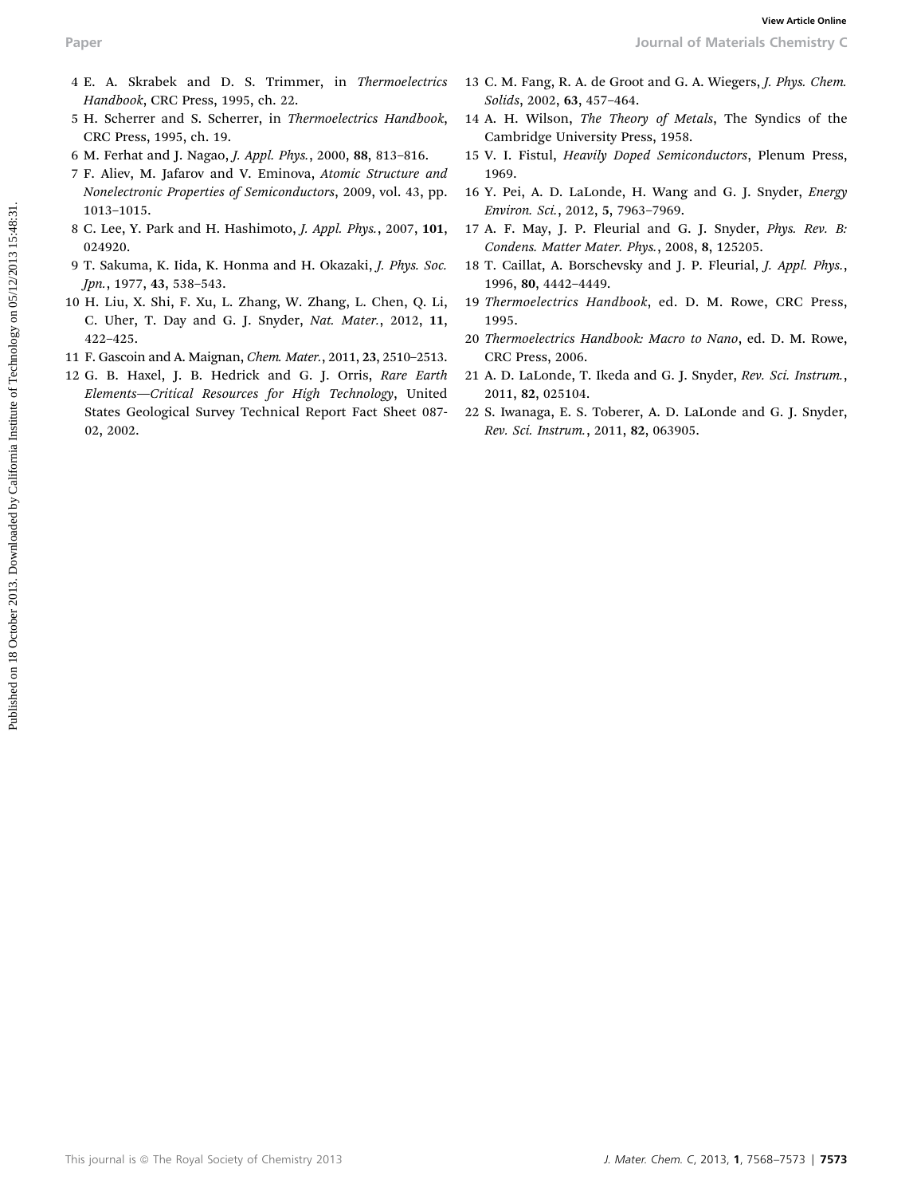4 E. A. Skrabek and D. S. Trimmer, in *Thermoelectrics Handbook*, CRC Press, 1995, ch. 22.

5 H. Scherrer and S. Scherrer, in *Thermoelectrics Handbook*, CRC Press, 1995, ch. 19.

6 M. Ferhat and J. Nagao, *J. Appl. Phys.*, 2000, **88**, 813–816.

7 F. Aliev, M. Jafarov and V. Eminova, *Atomic Structure and Nonelectronic Properties of Semiconductors*, 2009, vol. 43, pp. 1013–1015.

8 C. Lee, Y. Park and H. Hashimoto, *J. Appl. Phys.*, 2007, **101**, 024920.

9 T. Sakuma, K. Iida, K. Honma and H. Okazaki, *J. Phys. Soc. Jpn.*, 1977, **43**, 538–543.

10 H. Liu, X. Shi, F. Xu, L. Zhang, W. Zhang, L. Chen, Q. Li, C. Uher, T. Day and G. J. Snyder, *Nat. Mater.*, 2012, **11**, 422–425.

11 F. Gascoin and A. Maignan, *Chem. Mater.*, 2011, **23**, 2510–2513.

12 G. B. Haxel, J. B. Hedrick and G. J. Orris, *Rare Earth Elements—Critical Resources for High Technology*, United States Geological Survey Technical Report Fact Sheet 087-02, 2002.

13 C. M. Fang, R. A. de Groot and G. A. Wiegers, *J. Phys. Chem. Solids*, 2002, **63**, 457–464.

14 A. H. Wilson, *The Theory of Metals*, The Syndics of the Cambridge University Press, 1958.

15 V. I. Fistul, *Heavily Doped Semiconductors*, Plenum Press, 1969.

16 Y. Pei, A. D. LaLonde, H. Wang and G. J. Snyder, *Energy Environ. Sci.*, 2012, **5**, 7963–7969.

17 A. F. May, J. P. Fleurial and G. J. Snyder, *Phys. Rev. B: Condens. Matter Mater. Phys.*, 2008, **8**, 125205.

18 T. Caillat, A. Borschevsky and J. P. Fleurial, *J. Appl. Phys.*, 1996, **80**, 4442–4449.

19 *Thermoelectrics Handbook*, ed. D. M. Rowe, CRC Press, 1995.

20 *Thermoelectrics Handbook: Macro to Nano*, ed. D. M. Rowe, CRC Press, 2006.

21 A. D. LaLonde, T. Ikeda and G. J. Snyder, *Rev. Sci. Instrum.*, 2011, **82**, 025104.

22 S. Iwanaga, E. S. Toberer, A. D. LaLonde and G. J. Snyder, *Rev. Sci. Instrum.*, 2011, **82**, 063905.